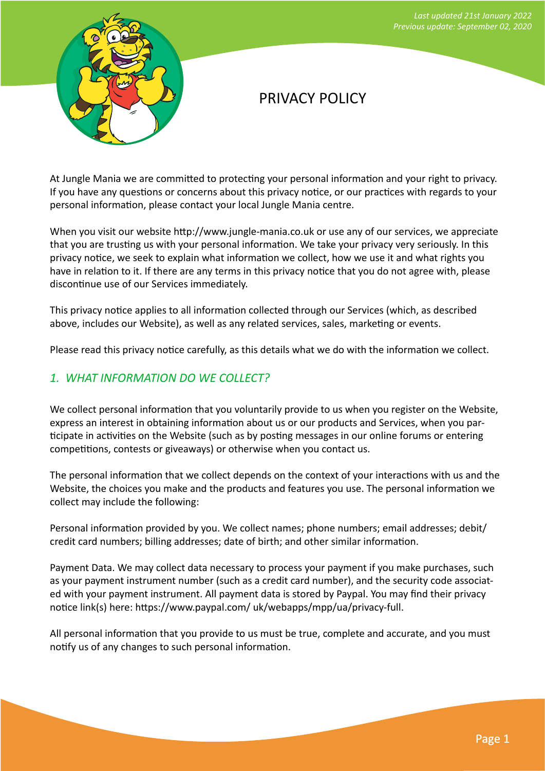*Last updated 21st January 2022*
*Previous update: September 02, 2020*

# PRIVACY POLICY

At Jungle Mania we are committed to protecting your personal information and your right to privacy. If you have any questions or concerns about this privacy notice, or our practices with regards to your personal information, please contact your local Jungle Mania centre.

When you visit our website http://www.jungle-mania.co.uk or use any of our services, we appreciate that you are trusting us with your personal information. We take your privacy very seriously. In this privacy notice, we seek to explain what information we collect, how we use it and what rights you have in relation to it. If there are any terms in this privacy notice that you do not agree with, please discontinue use of our Services immediately.

This privacy notice applies to all information collected through our Services (which, as described above, includes our Website), as well as any related services, sales, marketing or events.

Please read this privacy notice carefully, as this details what we do with the information we collect.

## *1. WHAT INFORMATION DO WE COLLECT?*

We collect personal information that you voluntarily provide to us when you register on the Website, express an interest in obtaining information about us or our products and Services, when you participate in activities on the Website (such as by posting messages in our online forums or entering competitions, contests or giveaways) or otherwise when you contact us.

The personal information that we collect depends on the context of your interactions with us and the Website, the choices you make and the products and features you use. The personal information we collect may include the following:

Personal information provided by you. We collect names; phone numbers; email addresses; debit/credit card numbers; billing addresses; date of birth; and other similar information.

Payment Data. We may collect data necessary to process your payment if you make purchases, such as your payment instrument number (such as a credit card number), and the security code associated with your payment instrument. All payment data is stored by Paypal. You may find their privacy notice link(s) here: https://www.paypal.com/ uk/webapps/mpp/ua/privacy-full.

All personal information that you provide to us must be true, complete and accurate, and you must notify us of any changes to such personal information.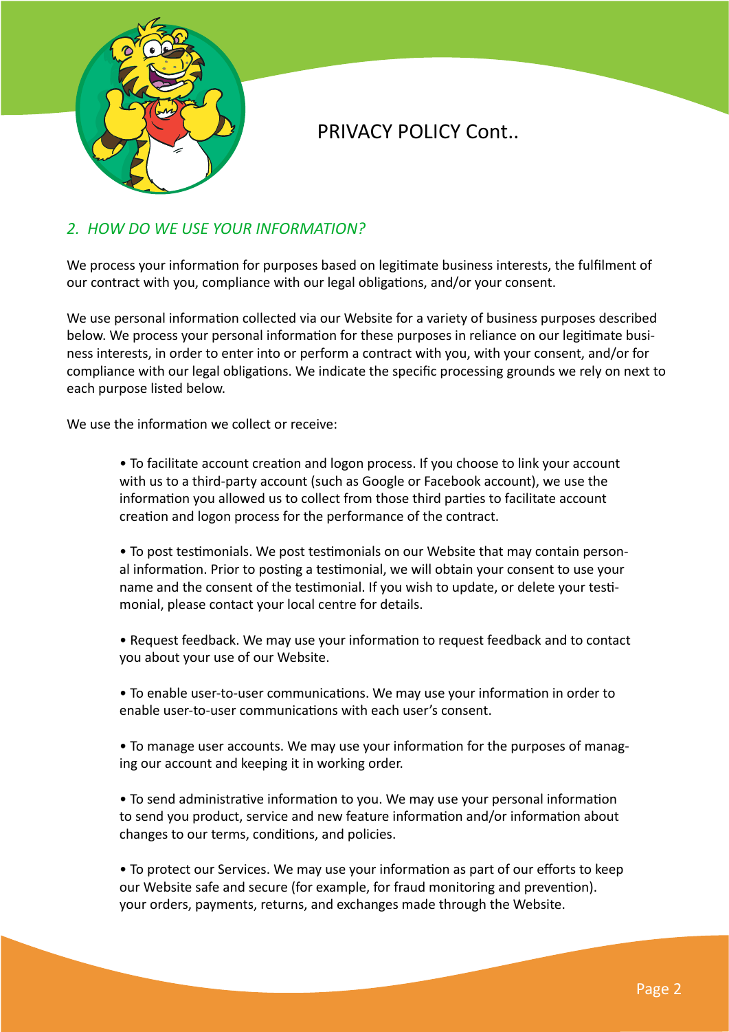# PRIVACY POLICY Cont..

## *2. HOW DO WE USE YOUR INFORMATION?*

We process your information for purposes based on legitimate business interests, the fulfilment of our contract with you, compliance with our legal obligations, and/or your consent.

We use personal information collected via our Website for a variety of business purposes described below. We process your personal information for these purposes in reliance on our legitimate business interests, in order to enter into or perform a contract with you, with your consent, and/or for compliance with our legal obligations. We indicate the specific processing grounds we rely on next to each purpose listed below.

We use the information we collect or receive:

- To facilitate account creation and logon process. If you choose to link your account with us to a third-party account (such as Google or Facebook account), we use the information you allowed us to collect from those third parties to facilitate account creation and logon process for the performance of the contract.

- To post testimonials. We post testimonials on our Website that may contain personal information. Prior to posting a testimonial, we will obtain your consent to use your name and the consent of the testimonial. If you wish to update, or delete your testimonial, please contact your local centre for details.

- Request feedback. We may use your information to request feedback and to contact you about your use of our Website.

- To enable user-to-user communications. We may use your information in order to enable user-to-user communications with each user's consent.

- To manage user accounts. We may use your information for the purposes of managing our account and keeping it in working order.

- To send administrative information to you. We may use your personal information to send you product, service and new feature information and/or information about changes to our terms, conditions, and policies.

- To protect our Services. We may use your information as part of our efforts to keep our Website safe and secure (for example, for fraud monitoring and prevention). your orders, payments, returns, and exchanges made through the Website.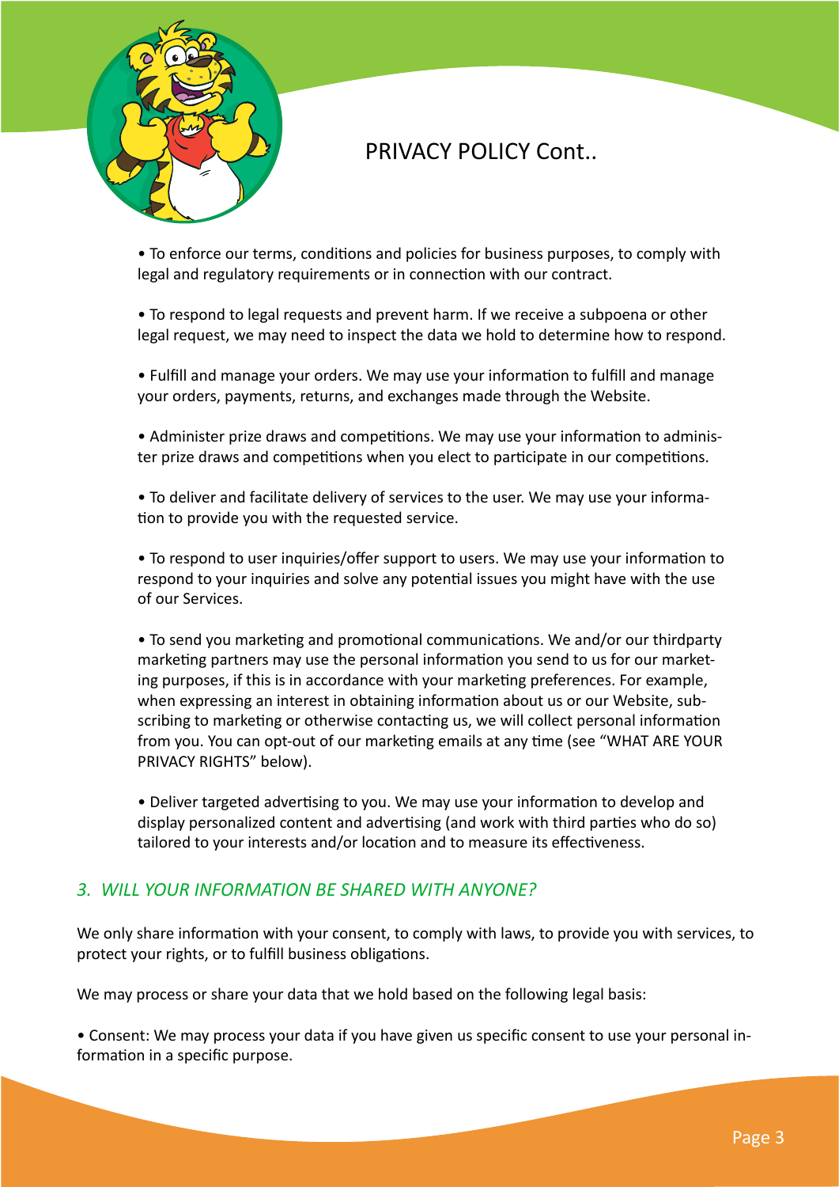# PRIVACY POLICY Cont..

- To enforce our terms, conditions and policies for business purposes, to comply with legal and regulatory requirements or in connection with our contract.

- To respond to legal requests and prevent harm. If we receive a subpoena or other legal request, we may need to inspect the data we hold to determine how to respond.

- Fulfill and manage your orders. We may use your information to fulfill and manage your orders, payments, returns, and exchanges made through the Website.

- Administer prize draws and competitions. We may use your information to administer prize draws and competitions when you elect to participate in our competitions.

- To deliver and facilitate delivery of services to the user. We may use your information to provide you with the requested service.

- To respond to user inquiries/offer support to users. We may use your information to respond to your inquiries and solve any potential issues you might have with the use of our Services.

- To send you marketing and promotional communications. We and/or our thirdparty marketing partners may use the personal information you send to us for our marketing purposes, if this is in accordance with your marketing preferences. For example, when expressing an interest in obtaining information about us or our Website, subscribing to marketing or otherwise contacting us, we will collect personal information from you. You can opt-out of our marketing emails at any time (see "WHAT ARE YOUR PRIVACY RIGHTS" below).

- Deliver targeted advertising to you. We may use your information to develop and display personalized content and advertising (and work with third parties who do so) tailored to your interests and/or location and to measure its effectiveness.

## *3. WILL YOUR INFORMATION BE SHARED WITH ANYONE?*

We only share information with your consent, to comply with laws, to provide you with services, to protect your rights, or to fulfill business obligations.

We may process or share your data that we hold based on the following legal basis:

- Consent: We may process your data if you have given us specific consent to use your personal information in a specific purpose.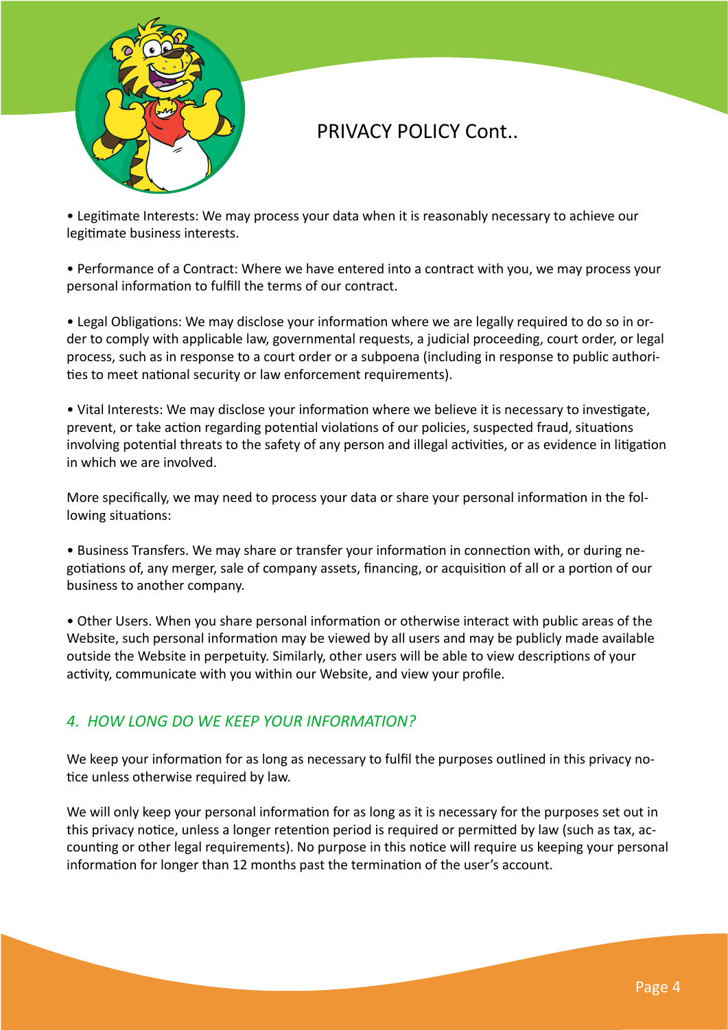# PRIVACY POLICY Cont..

• Legitimate Interests: We may process your data when it is reasonably necessary to achieve our legitimate business interests.

• Performance of a Contract: Where we have entered into a contract with you, we may process your personal information to fulfill the terms of our contract.

• Legal Obligations: We may disclose your information where we are legally required to do so in order to comply with applicable law, governmental requests, a judicial proceeding, court order, or legal process, such as in response to a court order or a subpoena (including in response to public authorities to meet national security or law enforcement requirements).

• Vital Interests: We may disclose your information where we believe it is necessary to investigate, prevent, or take action regarding potential violations of our policies, suspected fraud, situations involving potential threats to the safety of any person and illegal activities, or as evidence in litigation in which we are involved.

More specifically, we may need to process your data or share your personal information in the following situations:

• Business Transfers. We may share or transfer your information in connection with, or during negotiations of, any merger, sale of company assets, financing, or acquisition of all or a portion of our business to another company.

• Other Users. When you share personal information or otherwise interact with public areas of the Website, such personal information may be viewed by all users and may be publicly made available outside the Website in perpetuity. Similarly, other users will be able to view descriptions of your activity, communicate with you within our Website, and view your profile.

## *4. HOW LONG DO WE KEEP YOUR INFORMATION?*

We keep your information for as long as necessary to fulfil the purposes outlined in this privacy notice unless otherwise required by law.

We will only keep your personal information for as long as it is necessary for the purposes set out in this privacy notice, unless a longer retention period is required or permitted by law (such as tax, accounting or other legal requirements). No purpose in this notice will require us keeping your personal information for longer than 12 months past the termination of the user's account.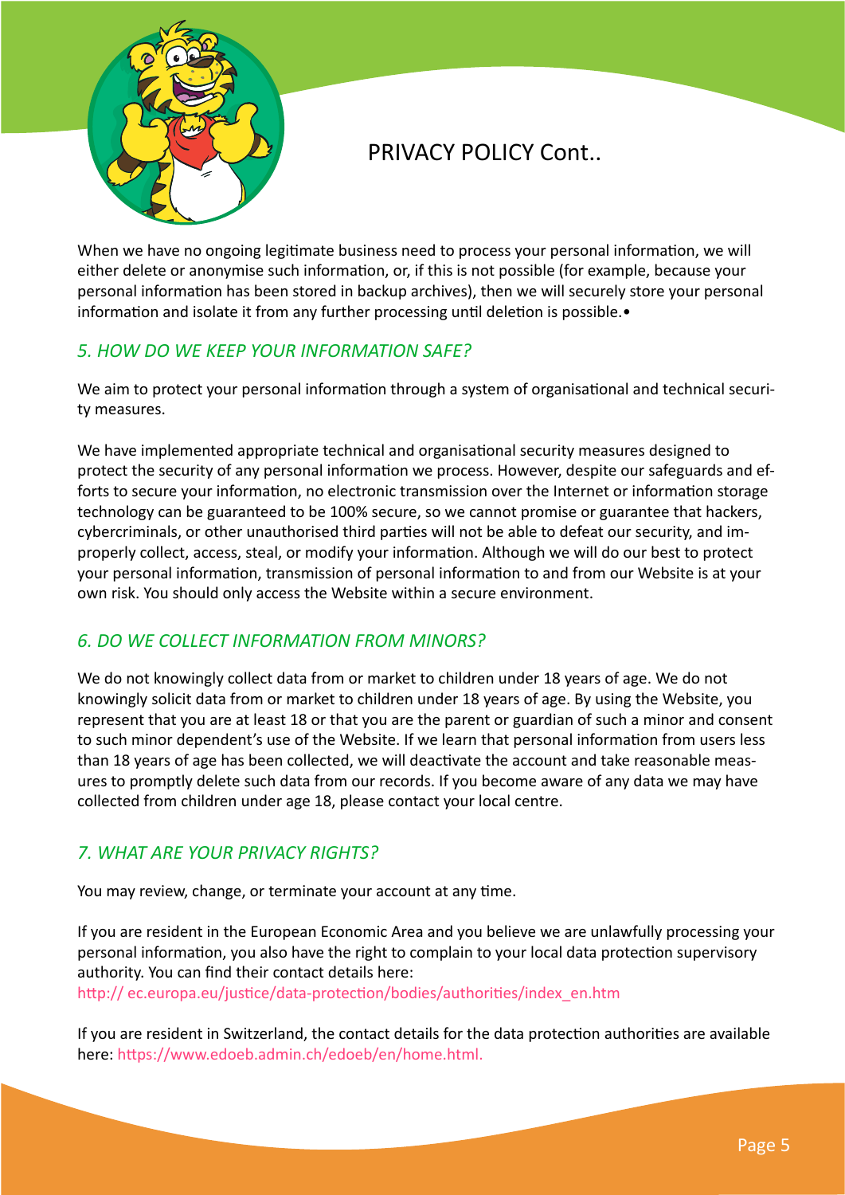# PRIVACY POLICY Cont..

When we have no ongoing legitimate business need to process your personal information, we will either delete or anonymise such information, or, if this is not possible (for example, because your personal information has been stored in backup archives), then we will securely store your personal information and isolate it from any further processing until deletion is possible.•

## *5. HOW DO WE KEEP YOUR INFORMATION SAFE?*

We aim to protect your personal information through a system of organisational and technical security measures.

We have implemented appropriate technical and organisational security measures designed to protect the security of any personal information we process. However, despite our safeguards and efforts to secure your information, no electronic transmission over the Internet or information storage technology can be guaranteed to be 100% secure, so we cannot promise or guarantee that hackers, cybercriminals, or other unauthorised third parties will not be able to defeat our security, and improperly collect, access, steal, or modify your information. Although we will do our best to protect your personal information, transmission of personal information to and from our Website is at your own risk. You should only access the Website within a secure environment.

## *6. DO WE COLLECT INFORMATION FROM MINORS?*

We do not knowingly collect data from or market to children under 18 years of age. We do not knowingly solicit data from or market to children under 18 years of age. By using the Website, you represent that you are at least 18 or that you are the parent or guardian of such a minor and consent to such minor dependent's use of the Website. If we learn that personal information from users less than 18 years of age has been collected, we will deactivate the account and take reasonable measures to promptly delete such data from our records. If you become aware of any data we may have collected from children under age 18, please contact your local centre.

## *7. WHAT ARE YOUR PRIVACY RIGHTS?*

You may review, change, or terminate your account at any time.

If you are resident in the European Economic Area and you believe we are unlawfully processing your personal information, you also have the right to complain to your local data protection supervisory authority. You can find their contact details here:
http:// ec.europa.eu/justice/data-protection/bodies/authorities/index_en.htm

If you are resident in Switzerland, the contact details for the data protection authorities are available here: https://www.edoeb.admin.ch/edoeb/en/home.html.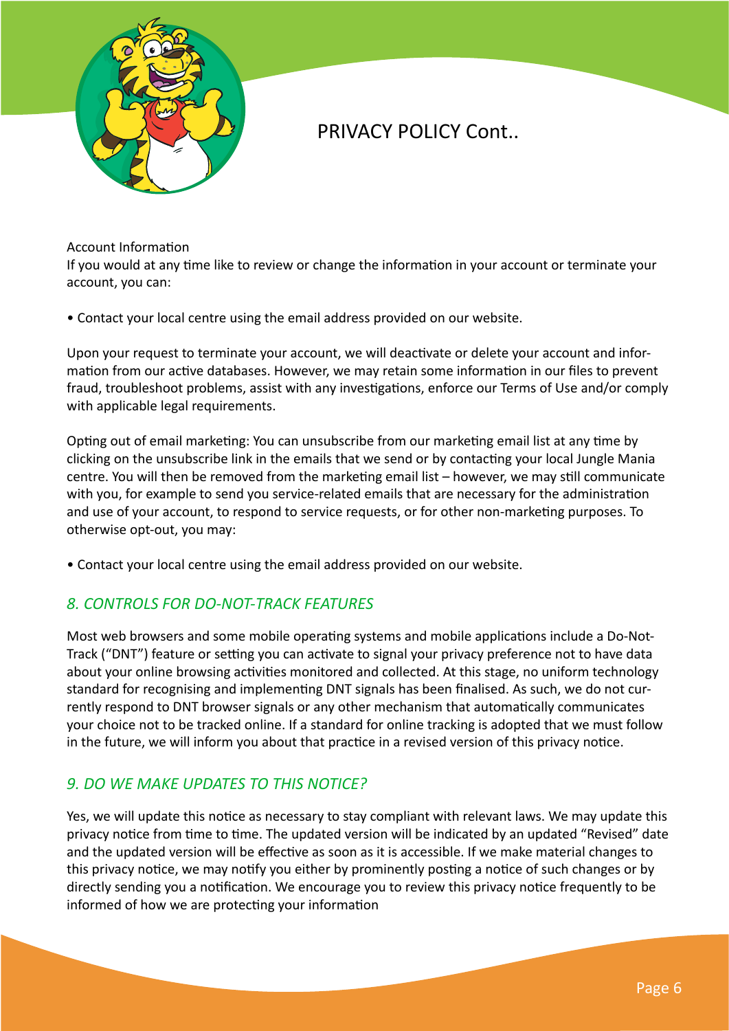# PRIVACY POLICY Cont..

Account Information

If you would at any time like to review or change the information in your account or terminate your account, you can:

• Contact your local centre using the email address provided on our website.

Upon your request to terminate your account, we will deactivate or delete your account and information from our active databases. However, we may retain some information in our files to prevent fraud, troubleshoot problems, assist with any investigations, enforce our Terms of Use and/or comply with applicable legal requirements.

Opting out of email marketing: You can unsubscribe from our marketing email list at any time by clicking on the unsubscribe link in the emails that we send or by contacting your local Jungle Mania centre. You will then be removed from the marketing email list – however, we may still communicate with you, for example to send you service-related emails that are necessary for the administration and use of your account, to respond to service requests, or for other non-marketing purposes. To otherwise opt-out, you may:

• Contact your local centre using the email address provided on our website.

## *8. CONTROLS FOR DO-NOT-TRACK FEATURES*

Most web browsers and some mobile operating systems and mobile applications include a Do-Not-Track ("DNT") feature or setting you can activate to signal your privacy preference not to have data about your online browsing activities monitored and collected. At this stage, no uniform technology standard for recognising and implementing DNT signals has been finalised. As such, we do not currently respond to DNT browser signals or any other mechanism that automatically communicates your choice not to be tracked online. If a standard for online tracking is adopted that we must follow in the future, we will inform you about that practice in a revised version of this privacy notice.

## *9. DO WE MAKE UPDATES TO THIS NOTICE?*

Yes, we will update this notice as necessary to stay compliant with relevant laws. We may update this privacy notice from time to time. The updated version will be indicated by an updated "Revised" date and the updated version will be effective as soon as it is accessible. If we make material changes to this privacy notice, we may notify you either by prominently posting a notice of such changes or by directly sending you a notification. We encourage you to review this privacy notice frequently to be informed of how we are protecting your information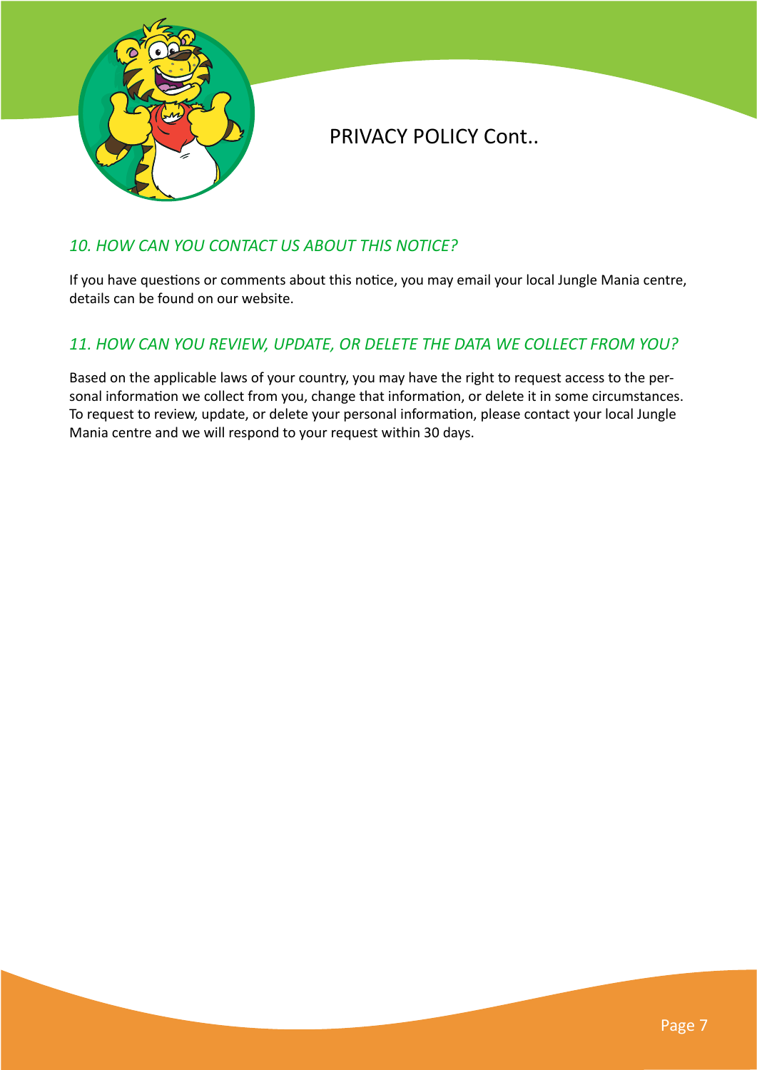# PRIVACY POLICY Cont..

### *10. HOW CAN YOU CONTACT US ABOUT THIS NOTICE?*

If you have questions or comments about this notice, you may email your local Jungle Mania centre, details can be found on our website.

### *11. HOW CAN YOU REVIEW, UPDATE, OR DELETE THE DATA WE COLLECT FROM YOU?*

Based on the applicable laws of your country, you may have the right to request access to the personal information we collect from you, change that information, or delete it in some circumstances. To request to review, update, or delete your personal information, please contact your local Jungle Mania centre and we will respond to your request within 30 days.